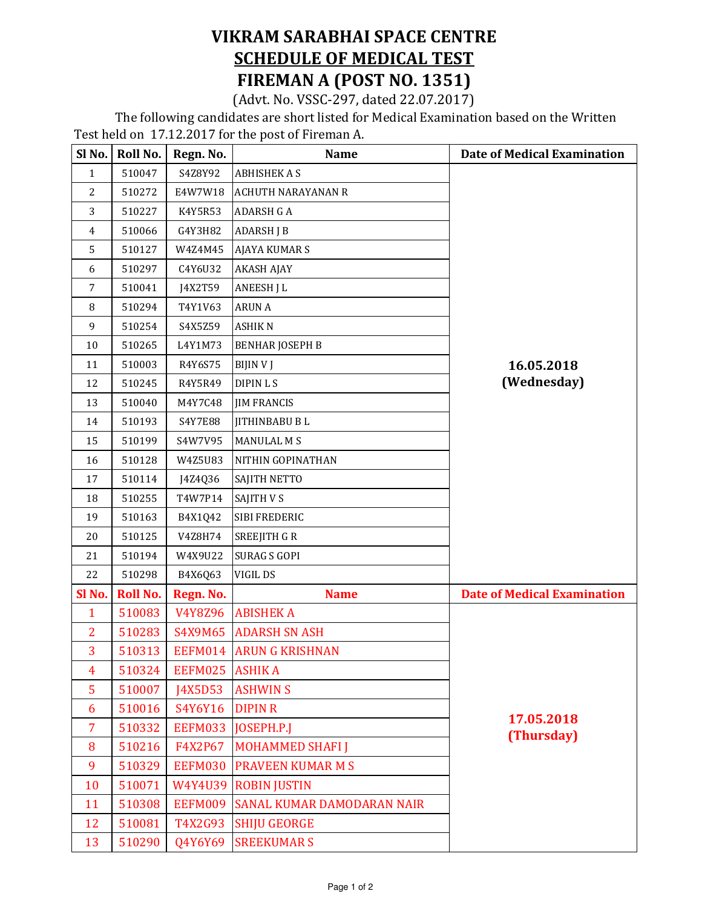# VIKRAM SARABHAI SPACE CENTRE

## SCHEDULE OF MEDICAL TEST

## FIREMAN A (POST NO. 1351)

(Advt. No. VSSC-297, dated 22.07.2017)

The following candidates are short listed for Medical Examination based on the Written Test held on 17.12.2017 for the post of Fireman A.

| Sl No. | Roll No. | Regn. No. | Name | Date of Medical Examination |
|---|---|---|---|---|
| 1 | 510047 | S4Z8Y92 | ABHISHEK A S | 16.05.2018 (Wednesday) |
| 2 | 510272 | E4W7W18 | ACHUTH NARAYANAN R | |
| 3 | 510227 | K4Y5R53 | ADARSH G A | |
| 4 | 510066 | G4Y3H82 | ADARSH J B | |
| 5 | 510127 | W4Z4M45 | AJAYA KUMAR S | |
| 6 | 510297 | C4Y6U32 | AKASH AJAY | |
| 7 | 510041 | J4X2T59 | ANEESH J L | |
| 8 | 510294 | T4Y1V63 | ARUN A | |
| 9 | 510254 | S4X5Z59 | ASHIK N | |
| 10 | 510265 | L4Y1M73 | BENHAR JOSEPH B | |
| 11 | 510003 | R4Y6S75 | BIJIN V J | |
| 12 | 510245 | R4Y5R49 | DIPIN L S | |
| 13 | 510040 | M4Y7C48 | JIM FRANCIS | |
| 14 | 510193 | S4Y7E88 | JITHINBABU B L | |
| 15 | 510199 | S4W7V95 | MANULAL M S | |
| 16 | 510128 | W4Z5U83 | NITHIN GOPINATHAN | |
| 17 | 510114 | J4Z4Q36 | SAJITH NETTO | |
| 18 | 510255 | T4W7P14 | SAJITH V S | |
| 19 | 510163 | B4X1Q42 | SIBI FREDERIC | |
| 20 | 510125 | V4Z8H74 | SREEJITH G R | |
| 21 | 510194 | W4X9U22 | SURAG S GOPI | |
| 22 | 510298 | B4X6Q63 | VIGIL DS | |

| Sl No. | Roll No. | Regn. No. | Name | Date of Medical Examination |
|---|---|---|---|---|
| 1 | 510083 | V4Y8Z96 | ABISHEK A | 17.05.2018 (Thursday) |
| 2 | 510283 | S4X9M65 | ADARSH SN ASH | |
| 3 | 510313 | EEFM014 | ARUN G KRISHNAN | |
| 4 | 510324 | EEFM025 | ASHIK A | |
| 5 | 510007 | J4X5D53 | ASHWIN S | |
| 6 | 510016 | S4Y6Y16 | DIPIN R | |
| 7 | 510332 | EEFM033 | JOSEPH.P.J | |
| 8 | 510216 | F4X2P67 | MOHAMMED SHAFI J | |
| 9 | 510329 | EEFM030 | PRAVEEN KUMAR M S | |
| 10 | 510071 | W4Y4U39 | ROBIN JUSTIN | |
| 11 | 510308 | EEFM009 | SANAL KUMAR DAMODARAN NAIR | |
| 12 | 510081 | T4X2G93 | SHIJU GEORGE | |
| 13 | 510290 | Q4Y6Y69 | SREEKUMAR S | |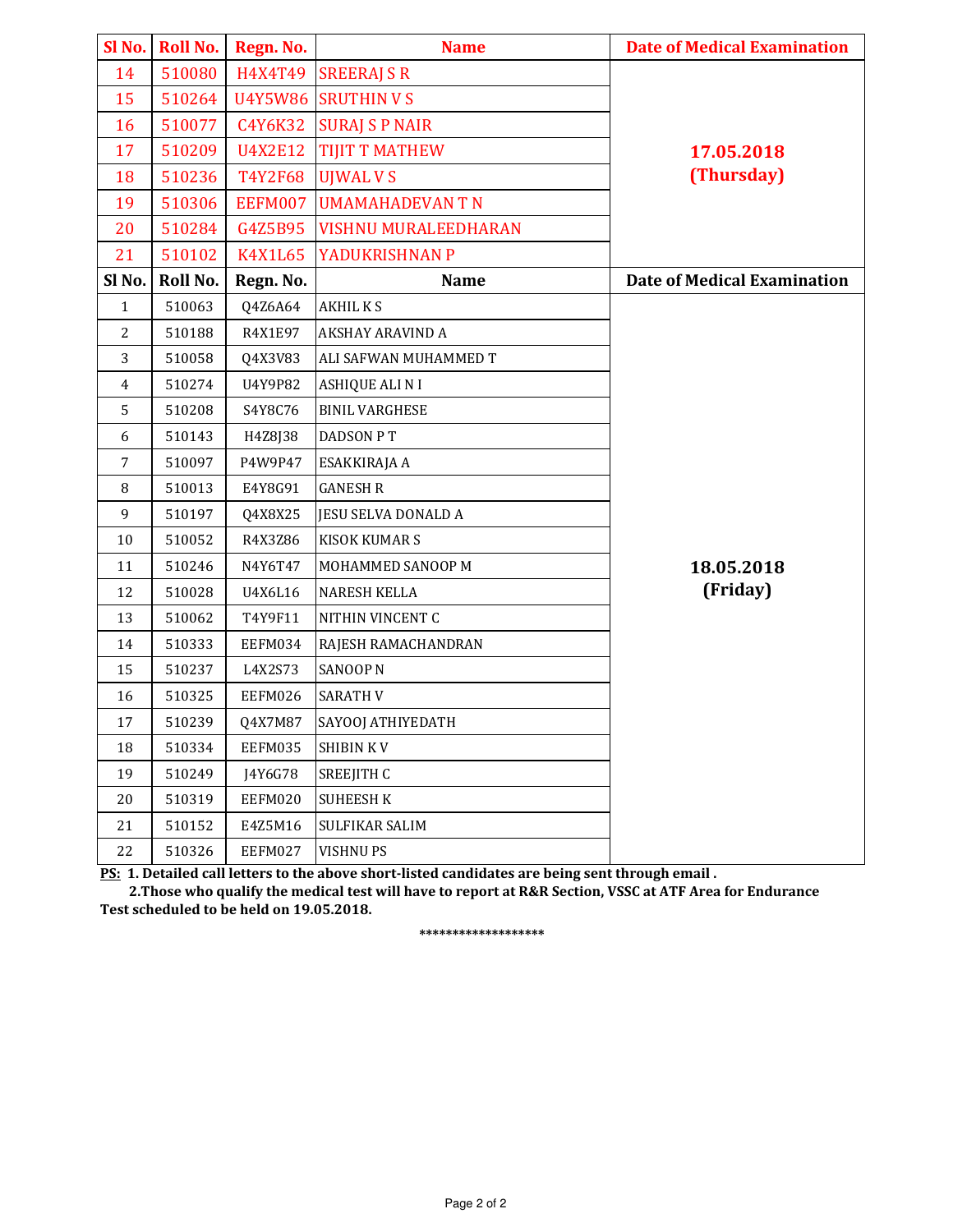| Sl No. | Roll No. | Regn. No. | Name | Date of Medical Examination |
|---|---|---|---|---|
| 14 | 510080 | H4X4T49 | SREERAJ S R | 17.05.2018 (Thursday) |
| 15 | 510264 | U4Y5W86 | SRUTHIN V S | |
| 16 | 510077 | C4Y6K32 | SURAJ S P NAIR | |
| 17 | 510209 | U4X2E12 | TIJIT T MATHEW | |
| 18 | 510236 | T4Y2F68 | UJWAL V S | |
| 19 | 510306 | EEFM007 | UMAMAHADEVAN T N | |
| 20 | 510284 | G4Z5B95 | VISHNU MURALEEDHARAN | |
| 21 | 510102 | K4X1L65 | YADUKRISHNAN P | |

| Sl No. | Roll No. | Regn. No. | Name | Date of Medical Examination |
|---|---|---|---|---|
| 1 | 510063 | Q4Z6A64 | AKHIL K S | 18.05.2018 (Friday) |
| 2 | 510188 | R4X1E97 | AKSHAY ARAVIND A | |
| 3 | 510058 | Q4X3V83 | ALI SAFWAN MUHAMMED T | |
| 4 | 510274 | U4Y9P82 | ASHIQUE ALI N I | |
| 5 | 510208 | S4Y8C76 | BINIL VARGHESE | |
| 6 | 510143 | H4Z8J38 | DADSON P T | |
| 7 | 510097 | P4W9P47 | ESAKKIRAJA A | |
| 8 | 510013 | E4Y8G91 | GANESH R | |
| 9 | 510197 | Q4X8X25 | JESU SELVA DONALD A | |
| 10 | 510052 | R4X3Z86 | KISOK KUMAR S | |
| 11 | 510246 | N4Y6T47 | MOHAMMED SANOOP M | |
| 12 | 510028 | U4X6L16 | NARESH KELLA | |
| 13 | 510062 | T4Y9F11 | NITHIN VINCENT C | |
| 14 | 510333 | EEFM034 | RAJESH RAMACHANDRAN | |
| 15 | 510237 | L4X2S73 | SANOOP N | |
| 16 | 510325 | EEFM026 | SARATH V | |
| 17 | 510239 | Q4X7M87 | SAYOOJ ATHIYEDATH | |
| 18 | 510334 | EEFM035 | SHIBIN K V | |
| 19 | 510249 | J4Y6G78 | SREEJITH C | |
| 20 | 510319 | EEFM020 | SUHEESH K | |
| 21 | 510152 | E4Z5M16 | SULFIKAR SALIM | |
| 22 | 510326 | EEFM027 | VISHNU PS | |

**PS: 1. Detailed call letters to the above short-listed candidates are being sent through email .**

**2.Those who qualify the medical test will have to report at R&R Section, VSSC at ATF Area for Endurance Test scheduled to be held on 19.05.2018.**

*******************